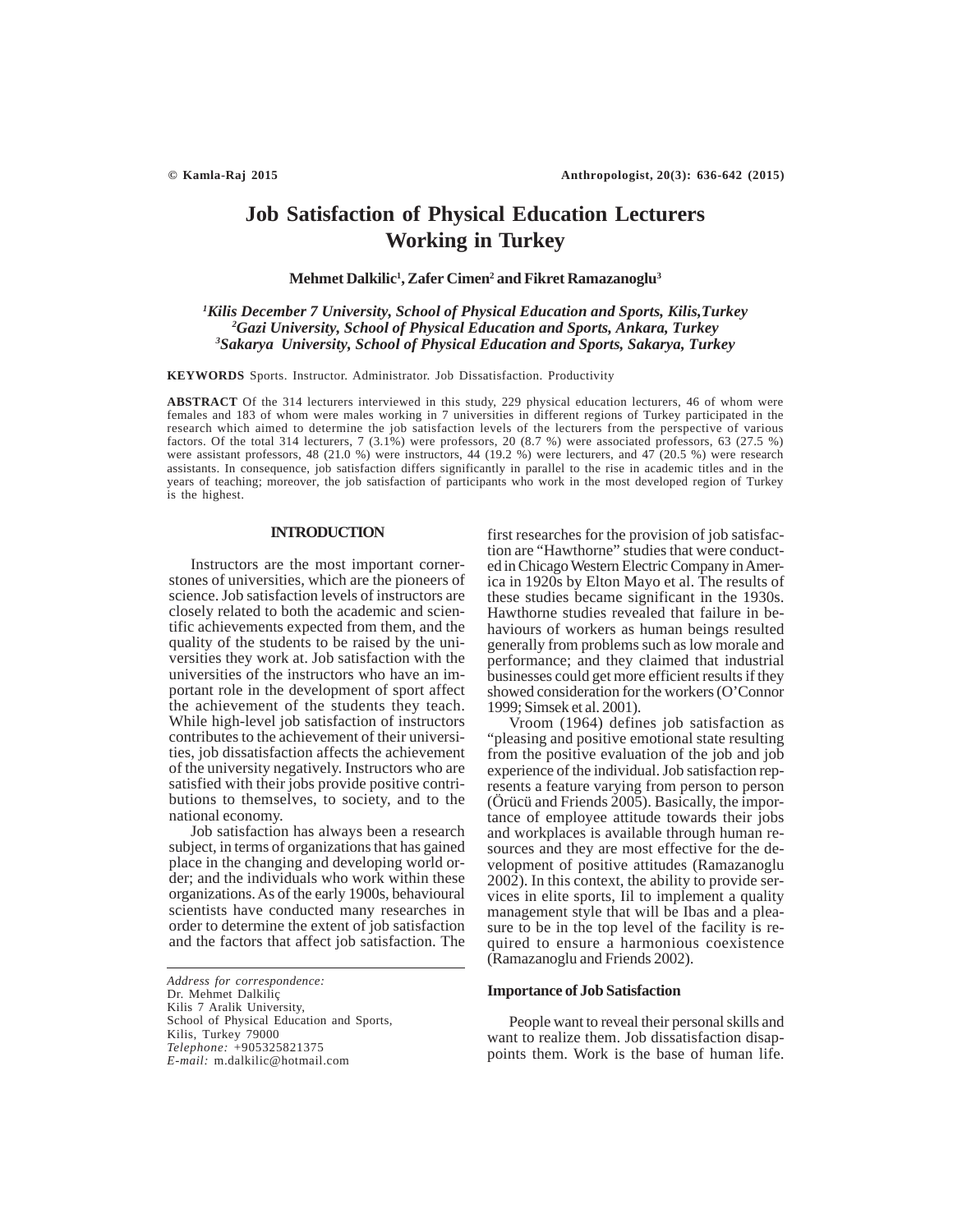# Job Satisfaction of Physical Education Lecturers Working in Turkey

**Mehmet Dalkilic[1], Zafer Cimen[2] and Fikret Ramazanoglu[3]**

*[1]Kilis December 7 University, School of Physical Education and Sports, Kilis,Turkey*
*[2]Gazi University, School of Physical Education and Sports, Ankara, Turkey*
*[3]Sakarya University, School of Physical Education and Sports, Sakarya, Turkey*

**KEYWORDS** Sports. Instructor. Administrator. Job Dissatisfaction. Productivity

**ABSTRACT** Of the 314 lecturers interviewed in this study, 229 physical education lecturers, 46 of whom were females and 183 of whom were males working in 7 universities in different regions of Turkey participated in the research which aimed to determine the job satisfaction levels of the lecturers from the perspective of various factors. Of the total 314 lecturers, 7 (3.1%) were professors, 20 (8.7 %) were associated professors, 63 (27.5 %) were assistant professors, 48 (21.0 %) were instructors, 44 (19.2 %) were lecturers, and 47 (20.5 %) were research assistants. In consequence, job satisfaction differs significantly in parallel to the rise in academic titles and in the years of teaching; moreover, the job satisfaction of participants who work in the most developed region of Turkey is the highest.

## INTRODUCTION

Instructors are the most important cornerstones of universities, which are the pioneers of science. Job satisfaction levels of instructors are closely related to both the academic and scientific achievements expected from them, and the quality of the students to be raised by the universities they work at. Job satisfaction with the universities of the instructors who have an important role in the development of sport affect the achievement of the students they teach. While high-level job satisfaction of instructors contributes to the achievement of their universities, job dissatisfaction affects the achievement of the university negatively. Instructors who are satisfied with their jobs provide positive contributions to themselves, to society, and to the national economy.

Job satisfaction has always been a research subject, in terms of organizations that has gained place in the changing and developing world order; and the individuals who work within these organizations. As of the early 1900s, behavioural scientists have conducted many researches in order to determine the extent of job satisfaction and the factors that affect job satisfaction. The first researches for the provision of job satisfaction are "Hawthorne" studies that were conducted in Chicago Western Electric Company in America in 1920s by Elton Mayo et al. The results of these studies became significant in the 1930s. Hawthorne studies revealed that failure in behaviours of workers as human beings resulted generally from problems such as low morale and performance; and they claimed that industrial businesses could get more efficient results if they showed consideration for the workers (O'Connor 1999; Simsek et al. 2001).

Vroom (1964) defines job satisfaction as "pleasing and positive emotional state resulting from the positive evaluation of the job and job experience of the individual. Job satisfaction represents a feature varying from person to person (Örücü and Friends 2005). Basically, the importance of employee attitude towards their jobs and workplaces is available through human resources and they are most effective for the development of positive attitudes (Ramazanoglu 2002). In this context, the ability to provide services in elite sports, Iil to implement a quality management style that will be Ibas and a pleasure to be in the top level of the facility is required to ensure a harmonious coexistence (Ramazanoglu and Friends 2002).

### Importance of Job Satisfaction

People want to reveal their personal skills and want to realize them. Job dissatisfaction disappoints them. Work is the base of human life.

*Address for correspondence:*
Dr. Mehmet Dalkiliç
Kilis 7 Aralik University,
School of Physical Education and Sports,
Kilis, Turkey 79000
*Telephone:* +905325821375
*E-mail:* m.dalkilic@hotmail.com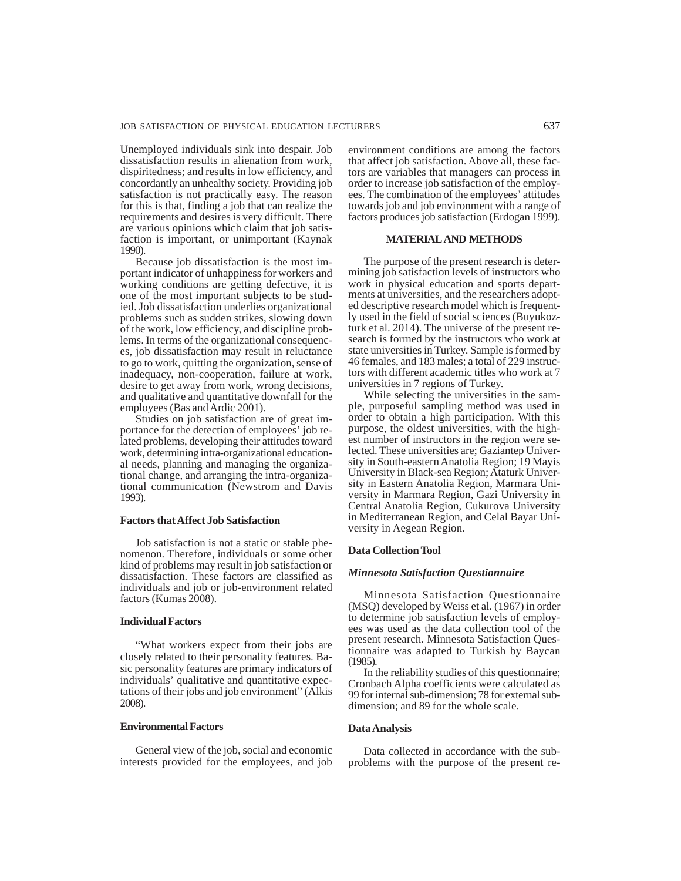Unemployed individuals sink into despair. Job dissatisfaction results in alienation from work, dispiritedness; and results in low efficiency, and concordantly an unhealthy society. Providing job satisfaction is not practically easy. The reason for this is that, finding a job that can realize the requirements and desires is very difficult. There are various opinions which claim that job satisfaction is important, or unimportant (Kaynak 1990).

Because job dissatisfaction is the most important indicator of unhappiness for workers and working conditions are getting defective, it is one of the most important subjects to be studied. Job dissatisfaction underlies organizational problems such as sudden strikes, slowing down of the work, low efficiency, and discipline problems. In terms of the organizational consequences, job dissatisfaction may result in reluctance to go to work, quitting the organization, sense of inadequacy, non-cooperation, failure at work, desire to get away from work, wrong decisions, and qualitative and quantitative downfall for the employees (Bas and Ardic 2001).

Studies on job satisfaction are of great importance for the detection of employees' job related problems, developing their attitudes toward work, determining intra-organizational educational needs, planning and managing the organizational change, and arranging the intra-organizational communication (Newstrom and Davis 1993).

### Factors that Affect Job Satisfaction

Job satisfaction is not a static or stable phenomenon. Therefore, individuals or some other kind of problems may result in job satisfaction or dissatisfaction. These factors are classified as individuals and job or job-environment related factors (Kumas 2008).

### Individual Factors

"What workers expect from their jobs are closely related to their personality features. Basic personality features are primary indicators of individuals' qualitative and quantitative expectations of their jobs and job environment" (Alkis 2008).

### Environmental Factors

General view of the job, social and economic interests provided for the employees, and job environment conditions are among the factors that affect job satisfaction. Above all, these factors are variables that managers can process in order to increase job satisfaction of the employees. The combination of the employees' attitudes towards job and job environment with a range of factors produces job satisfaction (Erdogan 1999).

## MATERIAL AND METHODS

The purpose of the present research is determining job satisfaction levels of instructors who work in physical education and sports departments at universities, and the researchers adopted descriptive research model which is frequently used in the field of social sciences (Buyukozturk et al. 2014). The universe of the present research is formed by the instructors who work at state universities in Turkey. Sample is formed by 46 females, and 183 males; a total of 229 instructors with different academic titles who work at 7 universities in 7 regions of Turkey.

While selecting the universities in the sample, purposeful sampling method was used in order to obtain a high participation. With this purpose, the oldest universities, with the highest number of instructors in the region were selected. These universities are; Gaziantep University in South-eastern Anatolia Region; 19 Mayis University in Black-sea Region; Ataturk University in Eastern Anatolia Region, Marmara University in Marmara Region, Gazi University in Central Anatolia Region, Cukurova University in Mediterranean Region, and Celal Bayar University in Aegean Region.

### Data Collection Tool

#### *Minnesota Satisfaction Questionnaire*

Minnesota Satisfaction Questionnaire (MSQ) developed by Weiss et al. (1967) in order to determine job satisfaction levels of employees was used as the data collection tool of the present research. Minnesota Satisfaction Questionnaire was adapted to Turkish by Baycan (1985).

In the reliability studies of this questionnaire; Cronbach Alpha coefficients were calculated as 99 for internal sub-dimension; 78 for external sub-dimension; and 89 for the whole scale.

### Data Analysis

Data collected in accordance with the sub-problems with the purpose of the present re-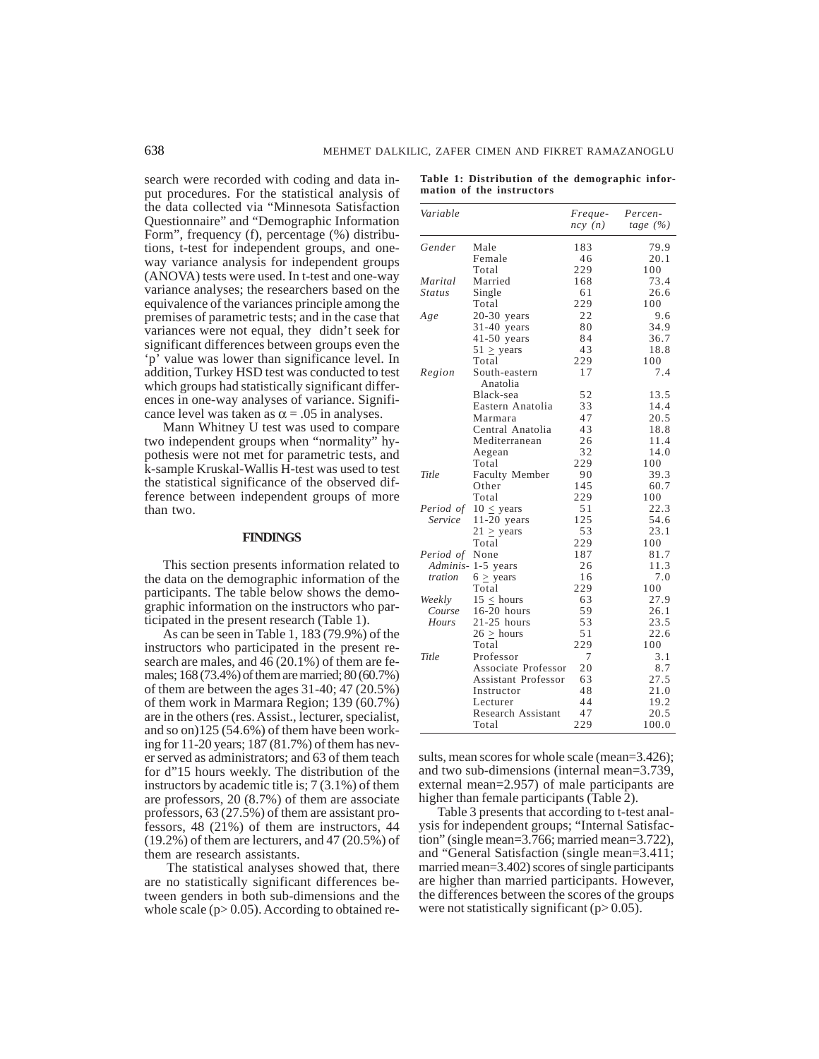search were recorded with coding and data input procedures. For the statistical analysis of the data collected via "Minnesota Satisfaction Questionnaire" and "Demographic Information Form", frequency (f), percentage (%) distributions, t-test for independent groups, and one-way variance analysis for independent groups (ANOVA) tests were used. In t-test and one-way variance analyses; the researchers based on the equivalence of the variances principle among the premises of parametric tests; and in the case that variances were not equal, they didn't seek for significant differences between groups even the 'p' value was lower than significance level. In addition, Turkey HSD test was conducted to test which groups had statistically significant differences in one-way analyses of variance. Significance level was taken as $\alpha = .05$ in analyses.

Mann Whitney U test was used to compare two independent groups when "normality" hypothesis were not met for parametric tests, and k-sample Kruskal-Wallis H-test was used to test the statistical significance of the observed difference between independent groups of more than two.

## FINDINGS

This section presents information related to the data on the demographic information of the participants. The table below shows the demographic information on the instructors who participated in the present research (Table 1).

As can be seen in Table 1, 183 (79.9%) of the instructors who participated in the present research are males, and 46 (20.1%) of them are females; 168 (73.4%) of them are married; 80 (60.7%) of them are between the ages 31-40; 47 (20.5%) of them work in Marmara Region; 139 (60.7%) are in the others (res. Assist., lecturer, specialist, and so on)125 (54.6%) of them have been working for 11-20 years; 187 (81.7%) of them has never served as administrators; and 63 of them teach for d"15 hours weekly. The distribution of the instructors by academic title is; 7 (3.1%) of them are professors, 20 (8.7%) of them are associate professors, 63 (27.5%) of them are assistant professors, 48 (21%) of them are instructors, 44 (19.2%) of them are lecturers, and 47 (20.5%) of them are research assistants.

The statistical analyses showed that, there are no statistically significant differences between genders in both sub-dimensions and the whole scale ($p > 0.05$). According to obtained results, mean scores for whole scale (mean=3.426); and two sub-dimensions (internal mean=3.739, external mean=2.957) of male participants are higher than female participants (Table 2).

**Table 1: Distribution of the demographic information of the instructors**

| *Variable* | | *Frequency (n)* | *Percentage (%)* |
|---|---|---|---|
| *Gender* | Male | 183 | 79.9 |
| | Female | 46 | 20.1 |
| | Total | 229 | 100 |
| *Marital Status* | Married | 168 | 73.4 |
| | Single | 61 | 26.6 |
| | Total | 229 | 100 |
| *Age* | 20-30 years | 22 | 9.6 |
| | 31-40 years | 80 | 34.9 |
| | 41-50 years | 84 | 36.7 |
| | 51 ≥ years | 43 | 18.8 |
| | Total | 229 | 100 |
| *Region* | South-eastern Anatolia | 17 | 7.4 |
| | Black-sea | 52 | 13.5 |
| | Eastern Anatolia | 33 | 14.4 |
| | Marmara | 47 | 20.5 |
| | Central Anatolia | 43 | 18.8 |
| | Mediterranean | 26 | 11.4 |
| | Aegean | 32 | 14.0 |
| | Total | 229 | 100 |
| *Title* | Faculty Member | 90 | 39.3 |
| | Other | 145 | 60.7 |
| | Total | 229 | 100 |
| *Period of Service* | 10 ≤ years | 51 | 22.3 |
| | 11-20 years | 125 | 54.6 |
| | 21 ≥ years | 53 | 23.1 |
| | Total | 229 | 100 |
| *Period of Administration* | None | 187 | 81.7 |
| | 1-5 years | 26 | 11.3 |
| | 6 ≥ years | 16 | 7.0 |
| | Total | 229 | 100 |
| *Weekly Course Hours* | 15 ≤ hours | 63 | 27.9 |
| | 16-20 hours | 59 | 26.1 |
| | 21-25 hours | 53 | 23.5 |
| | 26 ≥ hours | 51 | 22.6 |
| | Total | 229 | 100 |
| *Title* | Professor | 7 | 3.1 |
| | Associate Professor | 20 | 8.7 |
| | Assistant Professor | 63 | 27.5 |
| | Instructor | 48 | 21.0 |
| | Lecturer | 44 | 19.2 |
| | Research Assistant | 47 | 20.5 |
| | Total | 229 | 100.0 |

Table 3 presents that according to t-test analysis for independent groups; "Internal Satisfaction" (single mean=3.766; married mean=3.722), and "General Satisfaction (single mean=3.411; married mean=3.402) scores of single participants are higher than married participants. However, the differences between the scores of the groups were not statistically significant ($p > 0.05$).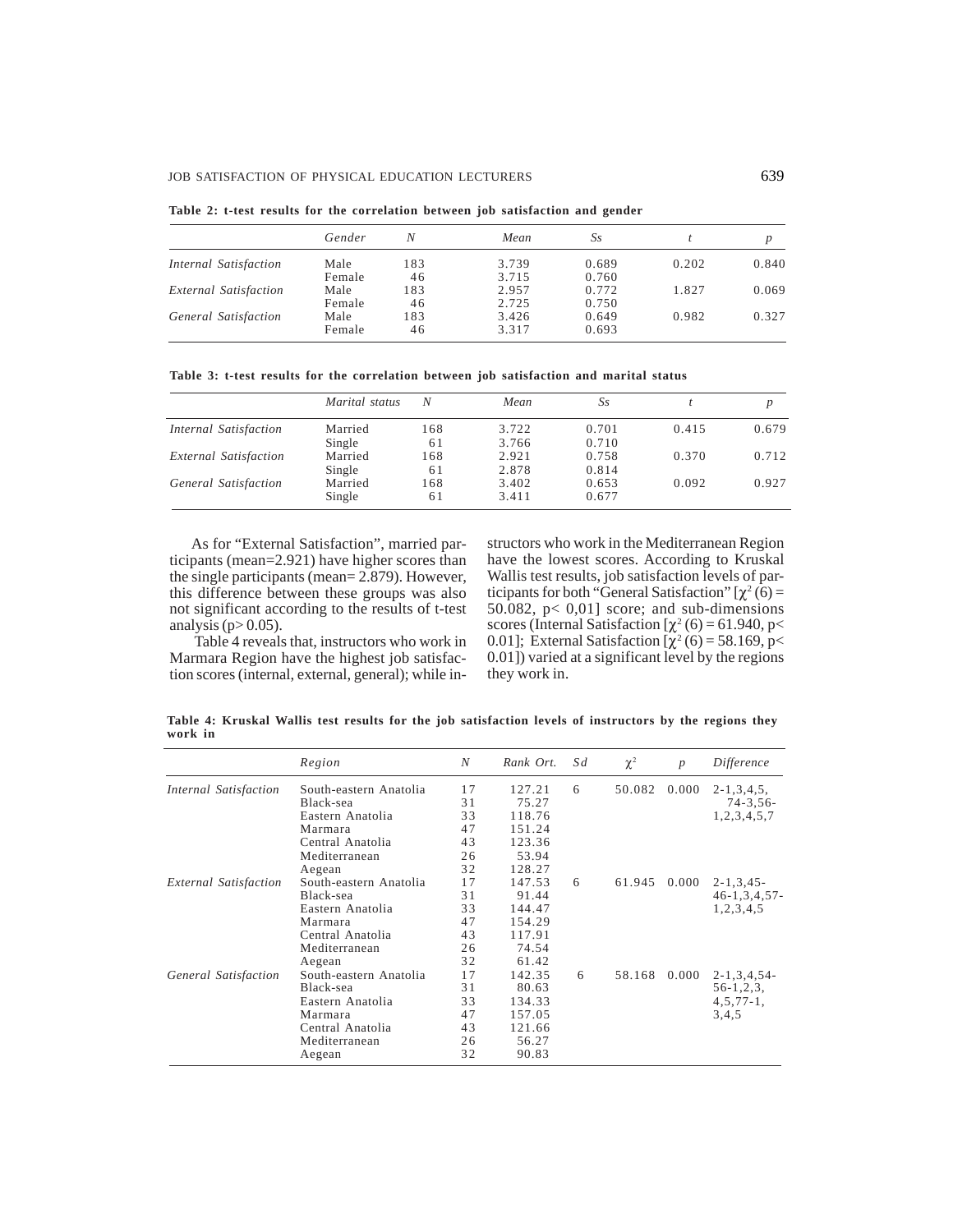**Table 2: t-test results for the correlation between job satisfaction and gender**

| | *Gender* | *N* | *Mean* | *Ss* | *t* | *p* |
|---|---|---|---|---|---|---|
| *Internal Satisfaction* | Male | 183 | 3.739 | 0.689 | 0.202 | 0.840 |
| | Female | 46 | 3.715 | 0.760 | | |
| *External Satisfaction* | Male | 183 | 2.957 | 0.772 | 1.827 | 0.069 |
| | Female | 46 | 2.725 | 0.750 | | |
| *General Satisfaction* | Male | 183 | 3.426 | 0.649 | 0.982 | 0.327 |
| | Female | 46 | 3.317 | 0.693 | | |

**Table 3: t-test results for the correlation between job satisfaction and marital status**

| | *Marital status* | *N* | *Mean* | *Ss* | *t* | *p* |
|---|---|---|---|---|---|---|
| *Internal Satisfaction* | Married | 168 | 3.722 | 0.701 | 0.415 | 0.679 |
| | Single | 61 | 3.766 | 0.710 | | |
| *External Satisfaction* | Married | 168 | 2.921 | 0.758 | 0.370 | 0.712 |
| | Single | 61 | 2.878 | 0.814 | | |
| *General Satisfaction* | Married | 168 | 3.402 | 0.653 | 0.092 | 0.927 |
| | Single | 61 | 3.411 | 0.677 | | |

As for "External Satisfaction", married participants (mean=2.921) have higher scores than the single participants (mean= 2.879). However, this difference between these groups was also not significant according to the results of t-test analysis ($p > 0.05$).

Table 4 reveals that, instructors who work in Marmara Region have the highest job satisfaction scores (internal, external, general); while instructors who work in the Mediterranean Region have the lowest scores. According to Kruskal Wallis test results, job satisfaction levels of participants for both "General Satisfaction" [$\chi^2(6) = 50.082$, $p < 0,01$] score; and sub-dimensions scores (Internal Satisfaction [$\chi^2(6) = 61.940$, $p < 0.01$]; External Satisfaction [$\chi^2(6) = 58.169$, $p < 0.01$]) varied at a significant level by the regions they work in.

**Table 4: Kruskal Wallis test results for the job satisfaction levels of instructors by the regions they work in**

| | *Region* | *N* | *Rank Ort.* | *Sd* | $\chi^2$ | *p* | *Difference* |
|---|---|---|---|---|---|---|---|
| *Internal Satisfaction* | South-eastern Anatolia | 17 | 127.21 | 6 | 50.082 | 0.000 | 2-1,3,4,5, |
| | Black-sea | 31 | 75.27 | | | | 74-3,56- |
| | Eastern Anatolia | 33 | 118.76 | | | | 1,2,3,4,5,7 |
| | Marmara | 47 | 151.24 | | | | |
| | Central Anatolia | 43 | 123.36 | | | | |
| | Mediterranean | 26 | 53.94 | | | | |
| | Aegean | 32 | 128.27 | | | | |
| *External Satisfaction* | South-eastern Anatolia | 17 | 147.53 | 6 | 61.945 | 0.000 | 2-1,3,45- |
| | Black-sea | 31 | 91.44 | | | | 46-1,3,4,57- |
| | Eastern Anatolia | 33 | 144.47 | | | | 1,2,3,4,5 |
| | Marmara | 47 | 154.29 | | | | |
| | Central Anatolia | 43 | 117.91 | | | | |
| | Mediterranean | 26 | 74.54 | | | | |
| | Aegean | 32 | 61.42 | | | | |
| *General Satisfaction* | South-eastern Anatolia | 17 | 142.35 | 6 | 58.168 | 0.000 | 2-1,3,4,54- |
| | Black-sea | 31 | 80.63 | | | | 56-1,2,3, |
| | Eastern Anatolia | 33 | 134.33 | | | | 4,5,77-1, |
| | Marmara | 47 | 157.05 | | | | 3,4,5 |
| | Central Anatolia | 43 | 121.66 | | | | |
| | Mediterranean | 26 | 56.27 | | | | |
| | Aegean | 32 | 90.83 | | | | |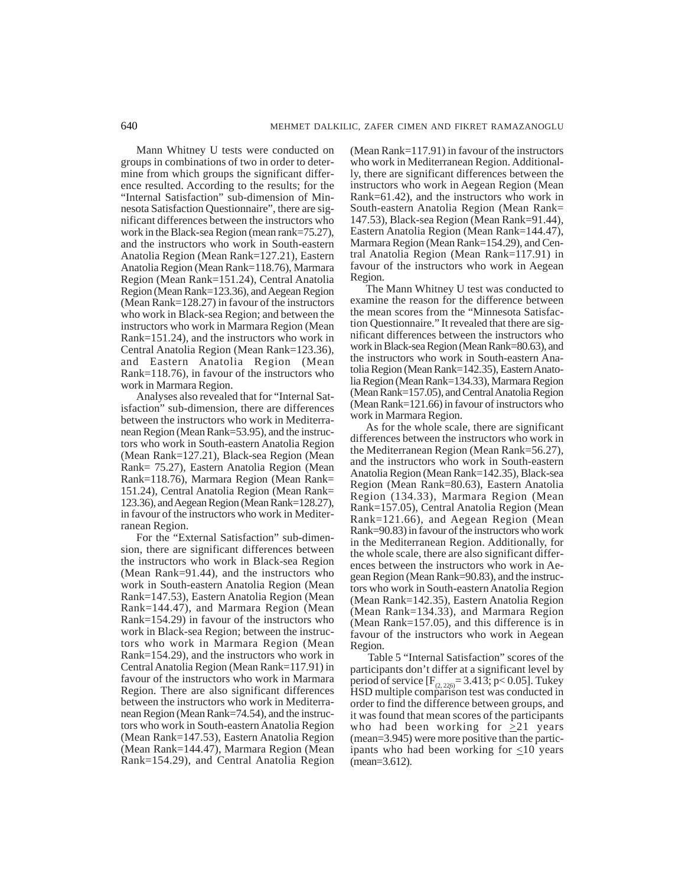Mann Whitney U tests were conducted on groups in combinations of two in order to determine from which groups the significant difference resulted. According to the results; for the "Internal Satisfaction" sub-dimension of Minnesota Satisfaction Questionnaire", there are significant differences between the instructors who work in the Black-sea Region (mean rank=75.27), and the instructors who work in South-eastern Anatolia Region (Mean Rank=127.21), Eastern Anatolia Region (Mean Rank=118.76), Marmara Region (Mean Rank=151.24), Central Anatolia Region (Mean Rank=123.36), and Aegean Region (Mean Rank=128.27) in favour of the instructors who work in Black-sea Region; and between the instructors who work in Marmara Region (Mean Rank=151.24), and the instructors who work in Central Anatolia Region (Mean Rank=123.36), and Eastern Anatolia Region (Mean Rank=118.76), in favour of the instructors who work in Marmara Region.

Analyses also revealed that for "Internal Satisfaction" sub-dimension, there are differences between the instructors who work in Mediterranean Region (Mean Rank=53.95), and the instructors who work in South-eastern Anatolia Region (Mean Rank=127.21), Black-sea Region (Mean Rank= 75.27), Eastern Anatolia Region (Mean Rank=118.76), Marmara Region (Mean Rank= 151.24), Central Anatolia Region (Mean Rank= 123.36), and Aegean Region (Mean Rank=128.27), in favour of the instructors who work in Mediterranean Region.

For the "External Satisfaction" sub-dimension, there are significant differences between the instructors who work in Black-sea Region (Mean Rank=91.44), and the instructors who work in South-eastern Anatolia Region (Mean Rank=147.53), Eastern Anatolia Region (Mean Rank=144.47), and Marmara Region (Mean Rank=154.29) in favour of the instructors who work in Black-sea Region; between the instructors who work in Marmara Region (Mean Rank=154.29), and the instructors who work in Central Anatolia Region (Mean Rank=117.91) in favour of the instructors who work in Marmara Region. There are also significant differences between the instructors who work in Mediterranean Region (Mean Rank=74.54), and the instructors who work in South-eastern Anatolia Region (Mean Rank=147.53), Eastern Anatolia Region (Mean Rank=144.47), Marmara Region (Mean Rank=154.29), and Central Anatolia Region (Mean Rank=117.91) in favour of the instructors who work in Mediterranean Region. Additionally, there are significant differences between the instructors who work in Aegean Region (Mean Rank=61.42), and the instructors who work in South-eastern Anatolia Region (Mean Rank= 147.53), Black-sea Region (Mean Rank=91.44), Eastern Anatolia Region (Mean Rank=144.47), Marmara Region (Mean Rank=154.29), and Central Anatolia Region (Mean Rank=117.91) in favour of the instructors who work in Aegean Region.

The Mann Whitney U test was conducted to examine the reason for the difference between the mean scores from the "Minnesota Satisfaction Questionnaire." It revealed that there are significant differences between the instructors who work in Black-sea Region (Mean Rank=80.63), and the instructors who work in South-eastern Anatolia Region (Mean Rank=142.35), Eastern Anatolia Region (Mean Rank=134.33), Marmara Region (Mean Rank=157.05), and Central Anatolia Region (Mean Rank=121.66) in favour of instructors who work in Marmara Region.

As for the whole scale, there are significant differences between the instructors who work in the Mediterranean Region (Mean Rank=56.27), and the instructors who work in South-eastern Anatolia Region (Mean Rank=142.35), Black-sea Region (Mean Rank=80.63), Eastern Anatolia Region (134.33), Marmara Region (Mean Rank=157.05), Central Anatolia Region (Mean Rank=121.66), and Aegean Region (Mean Rank=90.83) in favour of the instructors who work in the Mediterranean Region. Additionally, for the whole scale, there are also significant differences between the instructors who work in Aegean Region (Mean Rank=90.83), and the instructors who work in South-eastern Anatolia Region (Mean Rank=142.35), Eastern Anatolia Region (Mean Rank=134.33), and Marmara Region (Mean Rank=157.05), and this difference is in favour of the instructors who work in Aegean Region.

Table 5 "Internal Satisfaction" scores of the participants don't differ at a significant level by period of service [$F_{(2, 226)} = 3.413$; $p < 0.05$]. Tukey HSD multiple comparison test was conducted in order to find the difference between groups, and it was found that mean scores of the participants who had been working for $\geq 21$ years (mean=3.945) were more positive than the participants who had been working for $\leq 10$ years (mean=3.612).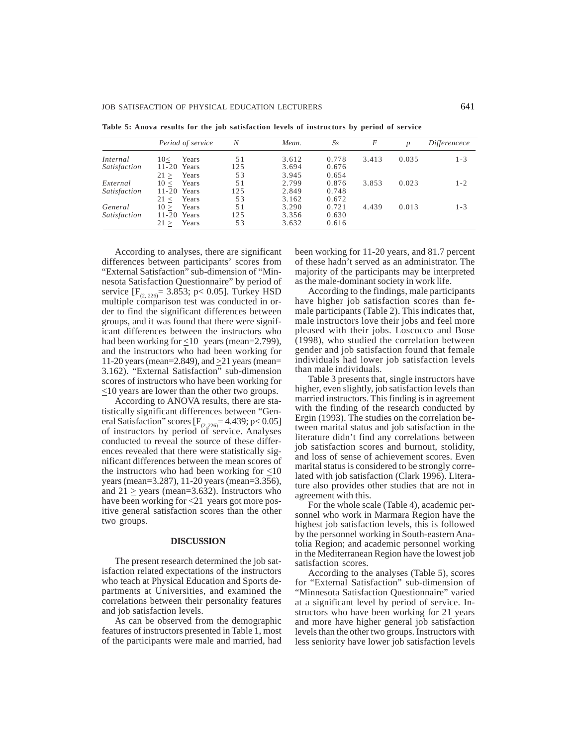**Table 5: Anova results for the job satisfaction levels of instructors by period of service**

| | *Period of service* | *N* | *Mean.* | *Ss* | *F* | *p* | *Differencece* |
|---|---|---|---|---|---|---|---|
| *Internal Satisfaction* | 10≤ Years | 51 | 3.612 | 0.778 | 3.413 | 0.035 | 1-3 |
| | 11-20 Years | 125 | 3.694 | 0.676 | | | |
| | 21 ≥ Years | 53 | 3.945 | 0.654 | | | |
| *External Satisfaction* | 10 ≤ Years | 51 | 2.799 | 0.876 | 3.853 | 0.023 | 1-2 |
| | 11-20 Years | 125 | 2.849 | 0.748 | | | |
| | 21 ≤ Years | 53 | 3.162 | 0.672 | | | |
| *General Satisfaction* | 10 ≥ Years | 51 | 3.290 | 0.721 | 4.439 | 0.013 | 1-3 |
| | 11-20 Years | 125 | 3.356 | 0.630 | | | |
| | 21 ≥ Years | 53 | 3.632 | 0.616 | | | |

According to analyses, there are significant differences between participants' scores from "External Satisfaction" sub-dimension of "Minnesota Satisfaction Questionnaire" by period of service [$F_{(2, 226)}$= 3.853; p< 0.05]. Turkey HSD multiple comparison test was conducted in order to find the significant differences between groups, and it was found that there were significant differences between the instructors who had been working for ≤10 years (mean=2.799), and the instructors who had been working for 11-20 years (mean=2.849), and ≥21 years (mean= 3.162). "External Satisfaction" sub-dimension scores of instructors who have been working for ≤10 years are lower than the other two groups.

According to ANOVA results, there are statistically significant differences between "General Satisfaction" scores [$F_{(2,226)}$= 4.439; p< 0.05] of instructors by period of service. Analyses conducted to reveal the source of these differences revealed that there were statistically significant differences between the mean scores of the instructors who had been working for ≤10 years (mean=3.287), 11-20 years (mean=3.356), and 21 ≥ years (mean=3.632). Instructors who have been working for ≤21 years got more positive general satisfaction scores than the other two groups.

## DISCUSSION

The present research determined the job satisfaction related expectations of the instructors who teach at Physical Education and Sports departments at Universities, and examined the correlations between their personality features and job satisfaction levels.

As can be observed from the demographic features of instructors presented in Table 1, most of the participants were male and married, had been working for 11-20 years, and 81.7 percent of these hadn't served as an administrator. The majority of the participants may be interpreted as the male-dominant society in work life.

According to the findings, male participants have higher job satisfaction scores than female participants (Table 2). This indicates that, male instructors love their jobs and feel more pleased with their jobs. Loscocco and Bose (1998), who studied the correlation between gender and job satisfaction found that female individuals had lower job satisfaction levels than male individuals.

Table 3 presents that, single instructors have higher, even slightly, job satisfaction levels than married instructors. This finding is in agreement with the finding of the research conducted by Ergin (1993). The studies on the correlation between marital status and job satisfaction in the literature didn't find any correlations between job satisfaction scores and burnout, stolidity, and loss of sense of achievement scores. Even marital status is considered to be strongly correlated with job satisfaction (Clark 1996). Literature also provides other studies that are not in agreement with this.

For the whole scale (Table 4), academic personnel who work in Marmara Region have the highest job satisfaction levels, this is followed by the personnel working in South-eastern Anatolia Region; and academic personnel working in the Mediterranean Region have the lowest job satisfaction scores.

According to the analyses (Table 5), scores for "External Satisfaction" sub-dimension of "Minnesota Satisfaction Questionnaire" varied at a significant level by period of service. Instructors who have been working for 21 years and more have higher general job satisfaction levels than the other two groups. Instructors with less seniority have lower job satisfaction levels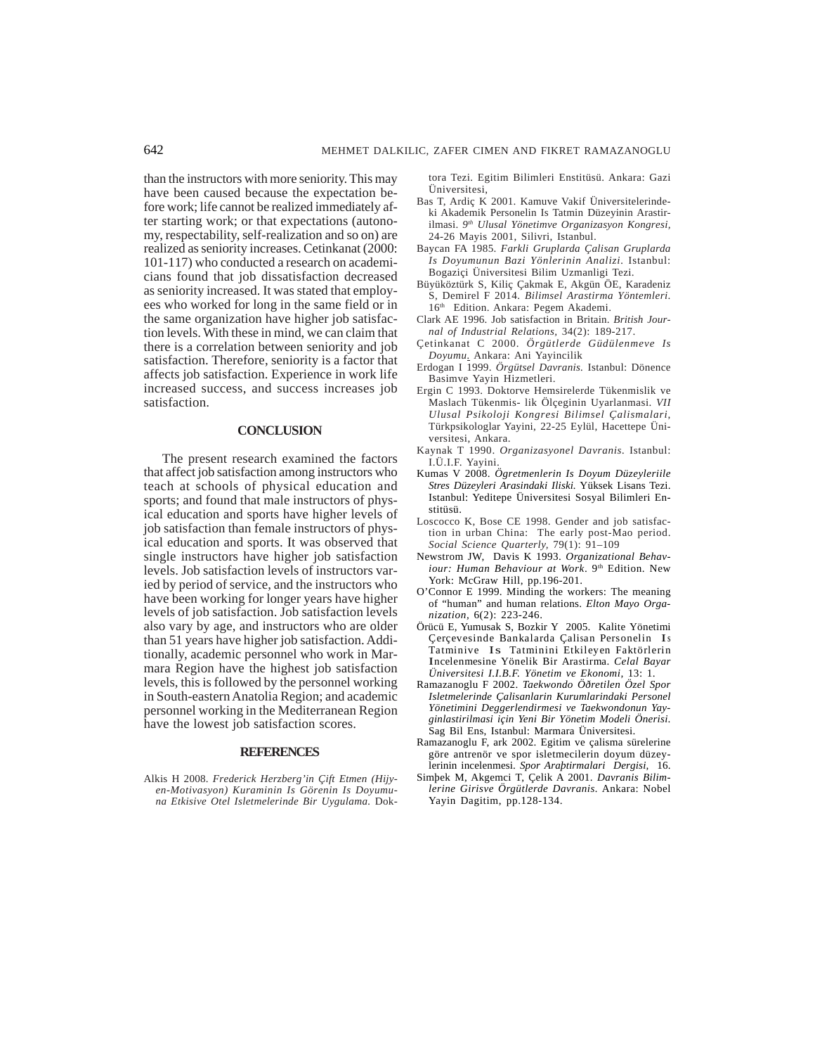than the instructors with more seniority. This may have been caused because the expectation before work; life cannot be realized immediately after starting work; or that expectations (autonomy, respectability, self-realization and so on) are realized as seniority increases. Cetinkanat (2000: 101-117) who conducted a research on academicians found that job dissatisfaction decreased as seniority increased. It was stated that employees who worked for long in the same field or in the same organization have higher job satisfaction levels. With these in mind, we can claim that there is a correlation between seniority and job satisfaction. Therefore, seniority is a factor that affects job satisfaction. Experience in work life increased success, and success increases job satisfaction.

## CONCLUSION

The present research examined the factors that affect job satisfaction among instructors who teach at schools of physical education and sports; and found that male instructors of physical education and sports have higher levels of job satisfaction than female instructors of physical education and sports. It was observed that single instructors have higher job satisfaction levels. Job satisfaction levels of instructors varied by period of service, and the instructors who have been working for longer years have higher levels of job satisfaction. Job satisfaction levels also vary by age, and instructors who are older than 51 years have higher job satisfaction. Additionally, academic personnel who work in Marmara Region have the highest job satisfaction levels, this is followed by the personnel working in South-eastern Anatolia Region; and academic personnel working in the Mediterranean Region have the lowest job satisfaction scores.

## REFERENCES

Alkis H 2008. *Frederick Herzberg'in Çift Etmen (Hijyen-Motivasyon) Kuraminin Is Görenin Is Doyumuna Etkisive Otel Isletmelerinde Bir Uygulama.* Doktora Tezi. Egitim Bilimleri Enstitüsü. Ankara: Gazi Üniversitesi,

Bas T, Ardiç K 2001. Kamuve Vakif Üniversitelerindeki Akademik Personelin Is Tatmin Düzeyinin Arastirilmasi. *9th Ulusal Yönetimve Organizasyon Kongresi*, 24-26 Mayis 2001, Silivri, Istanbul.

Baycan FA 1985. *Farkli Gruplarda Çalisan Gruplarda Is Doyumunun Bazi Yönlerinin Analizi*. Istanbul: Bogaziçi Üniversitesi Bilim Uzmanligi Tezi.

Büyüköztürk S, Kiliç Çakmak E, Akgün ÖE, Karadeniz S, Demirel F 2014. *Bilimsel Arastirma Yöntemleri*. 16th Edition. Ankara: Pegem Akademi.

Clark AE 1996. Job satisfaction in Britain. *British Journal of Industrial Relations*, 34(2): 189-217.

Çetinkanat C 2000. *Örgütlerde Güdülenmeve Is Doyumu*. Ankara: Ani Yayincilik

Erdogan I 1999. *Örgütsel Davranis.* Istanbul: Dönence Basimve Yayin Hizmetleri.

Ergin C 1993. Doktorve Hemsirelerde Tükenmislik ve Maslach Tükenmis- lik Ölçeginin Uyarlanmasi. *VII Ulusal Psikoloji Kongresi Bilimsel Çalismalari*, Türkpsikologlar Yayini, 22-25 Eylül, Hacettepe Üniversitesi, Ankara.

Kaynak T 1990. *Organizasyonel Davranis*. Istanbul: I.Ü.I.F. Yayini.

Kumas V 2008. *Ögretmenlerin Is Doyum Düzeyleriile Stres Düzeyleri Arasindaki Iliski.* Yüksek Lisans Tezi. Istanbul: Yeditepe Üniversitesi Sosyal Bilimleri Enstitüsü.

Loscocco K, Bose CE 1998. Gender and job satisfaction in urban China: The early post-Mao period. *Social Science Quarterly,* 79(1): 91–109

Newstrom JW, Davis K 1993. *Organizational Behaviour: Human Behaviour at Work*. 9th Edition. New York: McGraw Hill, pp.196-201.

O'Connor E 1999. Minding the workers: The meaning of "human" and human relations. *Elton Mayo Organization,* 6(2): 223-246.

Örücü E, Yumusak S, Bozkir Y 2005. Kalite Yönetimi Çerçevesinde Bankalarda Çalisan Personelin Is Tatminive Is Tatminini Etkileyen Faktörlerin Incelenmesine Yönelik Bir Arastirma. *Celal Bayar Üniversitesi I.I.B.F. Yönetim ve Ekonomi,* 13: 1.

Ramazanoglu F 2002. *Taekwondo Öðretilen Özel Spor Isletmelerinde Çalisanlarin Kurumlarindaki Personel Yönetimini Deggerlendirmesi ve Taekwondonun Yayginlastirilmasi için Yeni Bir Yönetim Modeli Önerisi.* Sag Bil Ens, Istanbul: Marmara Üniversitesi.

Ramazanoglu F, ark 2002. Egitim ve çalisma sürelerine göre antrenör ve spor isletmecilerin doyum düzeylerinin incelenmesi. *Spor Araþtirmalari Dergisi,* 16.

Simþek M, Akgemci T, Çelik A 2001. *Davranis Bilimlerine Girisve Örgütlerde Davranis*. Ankara: Nobel Yayin Dagitim, pp.128-134.